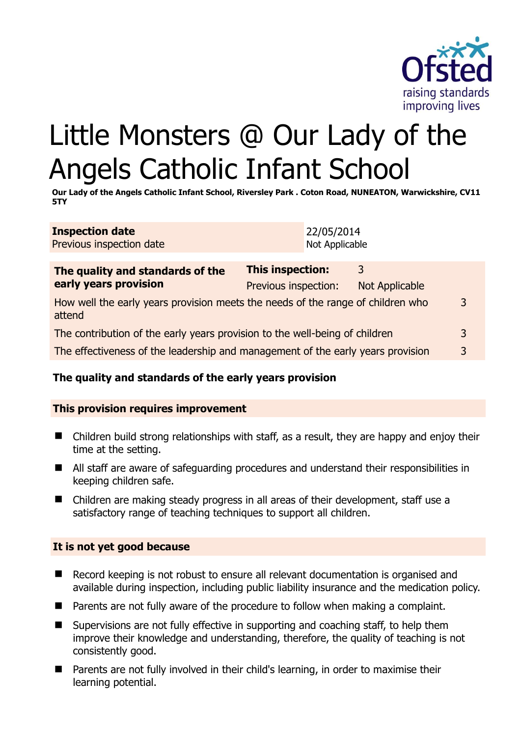# Little Monsters @ Our Lady of the Angels Catholic Infant School

**Our Lady of the Angels Catholic Infant School, Riversley Park . Coton Road, NUNEATON, Warwickshire, CV11 5TY**

| **Inspection date** | 22/05/2014 |
| --- | --- |
| Previous inspection date | Not Applicable |

| **The quality and standards of the early years provision** | **This inspection:** | 3 |
| --- | --- | --- |
| | Previous inspection: | Not Applicable |
| How well the early years provision meets the needs of the range of children who attend | | 3 |
| The contribution of the early years provision to the well-being of children | | 3 |
| The effectiveness of the leadership and management of the early years provision | | 3 |

### The quality and standards of the early years provision

**This provision requires improvement**

- Children build strong relationships with staff, as a result, they are happy and enjoy their time at the setting.
- All staff are aware of safeguarding procedures and understand their responsibilities in keeping children safe.
- Children are making steady progress in all areas of their development, staff use a satisfactory range of teaching techniques to support all children.

**It is not yet good because**

- Record keeping is not robust to ensure all relevant documentation is organised and available during inspection, including public liability insurance and the medication policy.
- Parents are not fully aware of the procedure to follow when making a complaint.
- Supervisions are not fully effective in supporting and coaching staff, to help them improve their knowledge and understanding, therefore, the quality of teaching is not consistently good.
- Parents are not fully involved in their child's learning, in order to maximise their learning potential.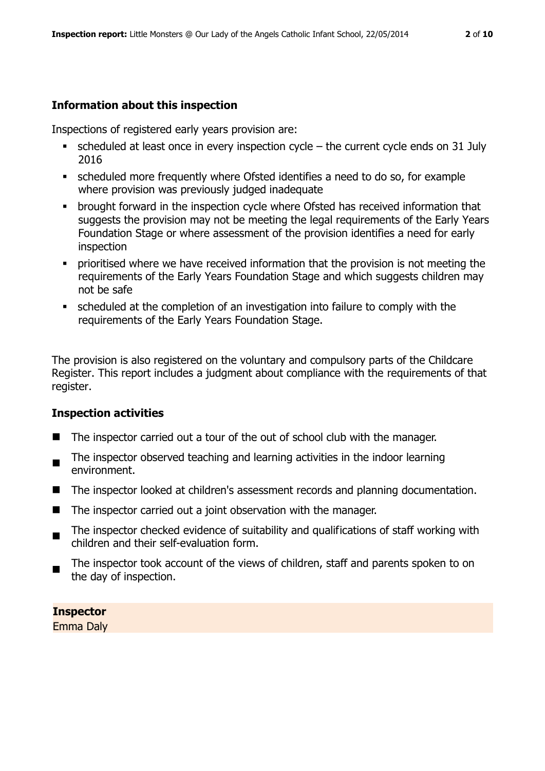## Information about this inspection

Inspections of registered early years provision are:

- scheduled at least once in every inspection cycle – the current cycle ends on 31 July 2016
- scheduled more frequently where Ofsted identifies a need to do so, for example where provision was previously judged inadequate
- brought forward in the inspection cycle where Ofsted has received information that suggests the provision may not be meeting the legal requirements of the Early Years Foundation Stage or where assessment of the provision identifies a need for early inspection
- prioritised where we have received information that the provision is not meeting the requirements of the Early Years Foundation Stage and which suggests children may not be safe
- scheduled at the completion of an investigation into failure to comply with the requirements of the Early Years Foundation Stage.

The provision is also registered on the voluntary and compulsory parts of the Childcare Register. This report includes a judgment about compliance with the requirements of that register.

## Inspection activities

- The inspector carried out a tour of the out of school club with the manager.
- The inspector observed teaching and learning activities in the indoor learning environment.
- The inspector looked at children's assessment records and planning documentation.
- The inspector carried out a joint observation with the manager.
- The inspector checked evidence of suitability and qualifications of staff working with children and their self-evaluation form.
- The inspector took account of the views of children, staff and parents spoken to on the day of inspection.

**Inspector**
Emma Daly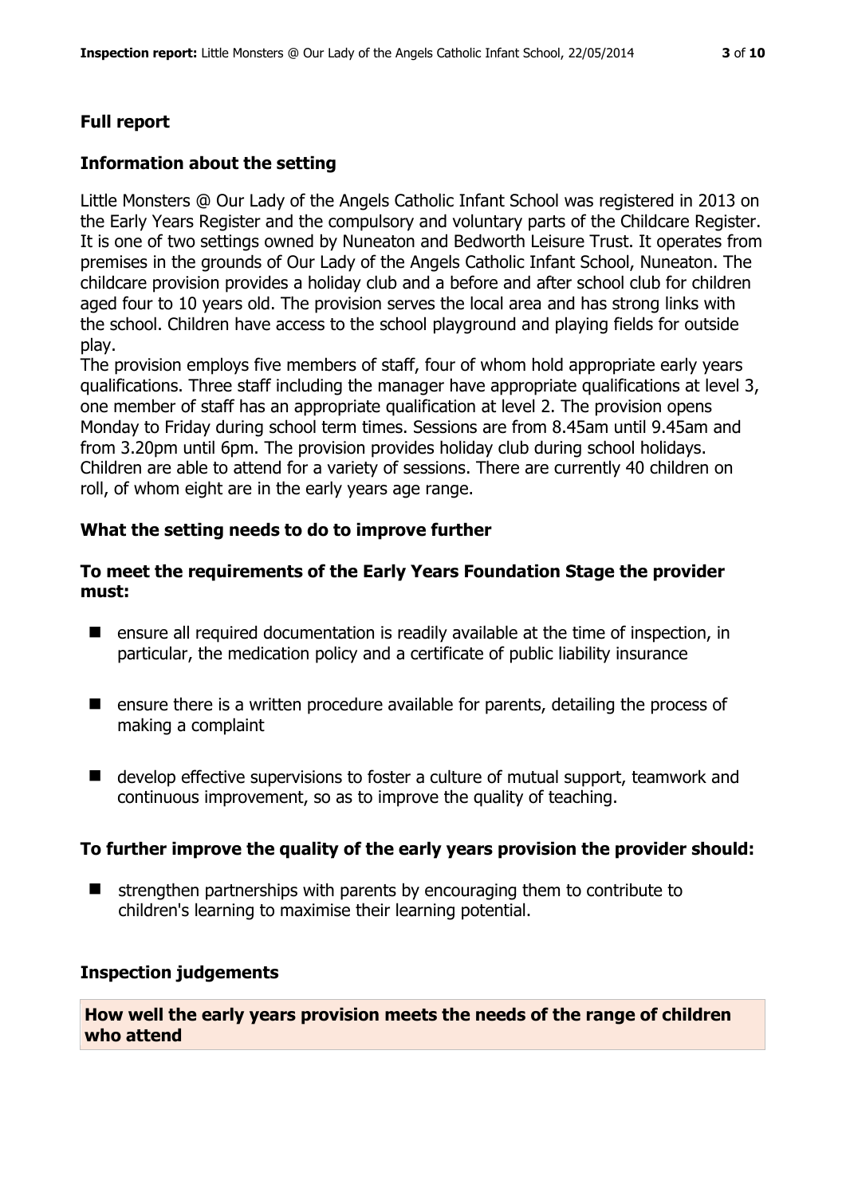## Full report

### Information about the setting

Little Monsters @ Our Lady of the Angels Catholic Infant School was registered in 2013 on the Early Years Register and the compulsory and voluntary parts of the Childcare Register. It is one of two settings owned by Nuneaton and Bedworth Leisure Trust. It operates from premises in the grounds of Our Lady of the Angels Catholic Infant School, Nuneaton. The childcare provision provides a holiday club and a before and after school club for children aged four to 10 years old. The provision serves the local area and has strong links with the school. Children have access to the school playground and playing fields for outside play.

The provision employs five members of staff, four of whom hold appropriate early years qualifications. Three staff including the manager have appropriate qualifications at level 3, one member of staff has an appropriate qualification at level 2. The provision opens Monday to Friday during school term times. Sessions are from 8.45am until 9.45am and from 3.20pm until 6pm. The provision provides holiday club during school holidays. Children are able to attend for a variety of sessions. There are currently 40 children on roll, of whom eight are in the early years age range.

### What the setting needs to do to improve further

#### To meet the requirements of the Early Years Foundation Stage the provider must:

- ensure all required documentation is readily available at the time of inspection, in particular, the medication policy and a certificate of public liability insurance
- ensure there is a written procedure available for parents, detailing the process of making a complaint
- develop effective supervisions to foster a culture of mutual support, teamwork and continuous improvement, so as to improve the quality of teaching.

#### To further improve the quality of the early years provision the provider should:

- strengthen partnerships with parents by encouraging them to contribute to children's learning to maximise their learning potential.

### Inspection judgements

**How well the early years provision meets the needs of the range of children who attend**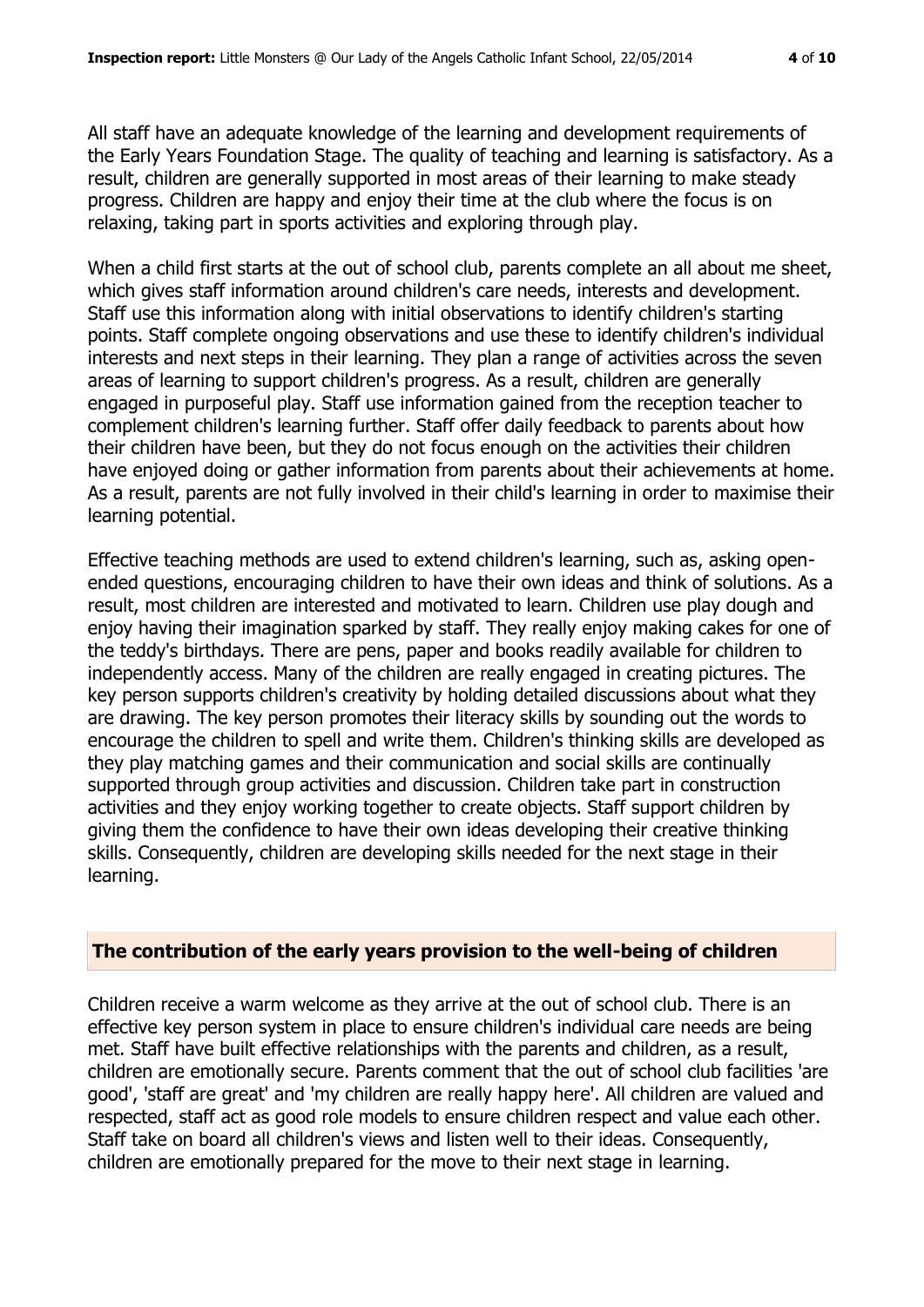All staff have an adequate knowledge of the learning and development requirements of the Early Years Foundation Stage. The quality of teaching and learning is satisfactory. As a result, children are generally supported in most areas of their learning to make steady progress. Children are happy and enjoy their time at the club where the focus is on relaxing, taking part in sports activities and exploring through play.

When a child first starts at the out of school club, parents complete an all about me sheet, which gives staff information around children's care needs, interests and development. Staff use this information along with initial observations to identify children's starting points. Staff complete ongoing observations and use these to identify children's individual interests and next steps in their learning. They plan a range of activities across the seven areas of learning to support children's progress. As a result, children are generally engaged in purposeful play. Staff use information gained from the reception teacher to complement children's learning further. Staff offer daily feedback to parents about how their children have been, but they do not focus enough on the activities their children have enjoyed doing or gather information from parents about their achievements at home. As a result, parents are not fully involved in their child's learning in order to maximise their learning potential.

Effective teaching methods are used to extend children's learning, such as, asking open-ended questions, encouraging children to have their own ideas and think of solutions. As a result, most children are interested and motivated to learn. Children use play dough and enjoy having their imagination sparked by staff. They really enjoy making cakes for one of the teddy's birthdays. There are pens, paper and books readily available for children to independently access. Many of the children are really engaged in creating pictures. The key person supports children's creativity by holding detailed discussions about what they are drawing. The key person promotes their literacy skills by sounding out the words to encourage the children to spell and write them. Children's thinking skills are developed as they play matching games and their communication and social skills are continually supported through group activities and discussion. Children take part in construction activities and they enjoy working together to create objects. Staff support children by giving them the confidence to have their own ideas developing their creative thinking skills. Consequently, children are developing skills needed for the next stage in their learning.

## The contribution of the early years provision to the well-being of children

Children receive a warm welcome as they arrive at the out of school club. There is an effective key person system in place to ensure children's individual care needs are being met. Staff have built effective relationships with the parents and children, as a result, children are emotionally secure. Parents comment that the out of school club facilities 'are good', 'staff are great' and 'my children are really happy here'. All children are valued and respected, staff act as good role models to ensure children respect and value each other. Staff take on board all children's views and listen well to their ideas. Consequently, children are emotionally prepared for the move to their next stage in learning.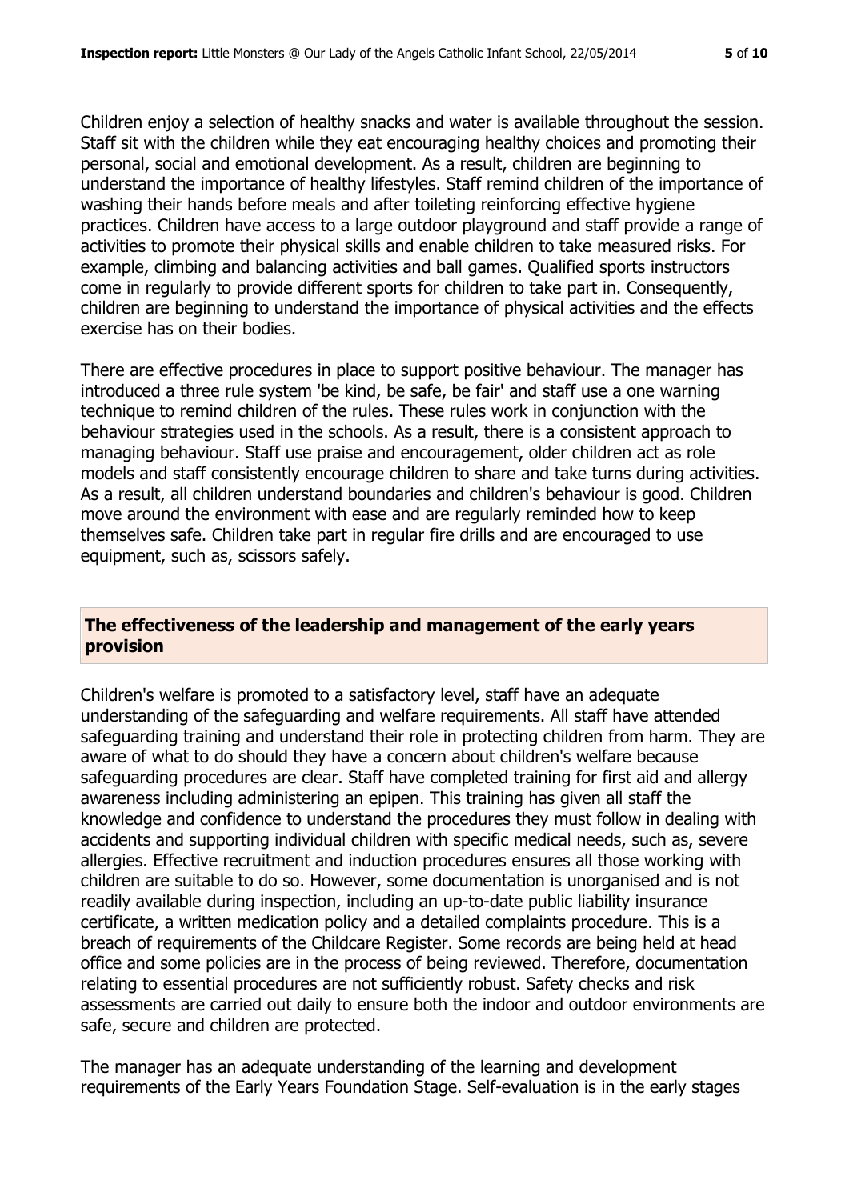Children enjoy a selection of healthy snacks and water is available throughout the session. Staff sit with the children while they eat encouraging healthy choices and promoting their personal, social and emotional development. As a result, children are beginning to understand the importance of healthy lifestyles. Staff remind children of the importance of washing their hands before meals and after toileting reinforcing effective hygiene practices. Children have access to a large outdoor playground and staff provide a range of activities to promote their physical skills and enable children to take measured risks. For example, climbing and balancing activities and ball games. Qualified sports instructors come in regularly to provide different sports for children to take part in. Consequently, children are beginning to understand the importance of physical activities and the effects exercise has on their bodies.

There are effective procedures in place to support positive behaviour. The manager has introduced a three rule system 'be kind, be safe, be fair' and staff use a one warning technique to remind children of the rules. These rules work in conjunction with the behaviour strategies used in the schools. As a result, there is a consistent approach to managing behaviour. Staff use praise and encouragement, older children act as role models and staff consistently encourage children to share and take turns during activities. As a result, all children understand boundaries and children's behaviour is good. Children move around the environment with ease and are regularly reminded how to keep themselves safe. Children take part in regular fire drills and are encouraged to use equipment, such as, scissors safely.

## The effectiveness of the leadership and management of the early years provision

Children's welfare is promoted to a satisfactory level, staff have an adequate understanding of the safeguarding and welfare requirements. All staff have attended safeguarding training and understand their role in protecting children from harm. They are aware of what to do should they have a concern about children's welfare because safeguarding procedures are clear. Staff have completed training for first aid and allergy awareness including administering an epipen. This training has given all staff the knowledge and confidence to understand the procedures they must follow in dealing with accidents and supporting individual children with specific medical needs, such as, severe allergies. Effective recruitment and induction procedures ensures all those working with children are suitable to do so. However, some documentation is unorganised and is not readily available during inspection, including an up-to-date public liability insurance certificate, a written medication policy and a detailed complaints procedure. This is a breach of requirements of the Childcare Register. Some records are being held at head office and some policies are in the process of being reviewed. Therefore, documentation relating to essential procedures are not sufficiently robust. Safety checks and risk assessments are carried out daily to ensure both the indoor and outdoor environments are safe, secure and children are protected.

The manager has an adequate understanding of the learning and development requirements of the Early Years Foundation Stage. Self-evaluation is in the early stages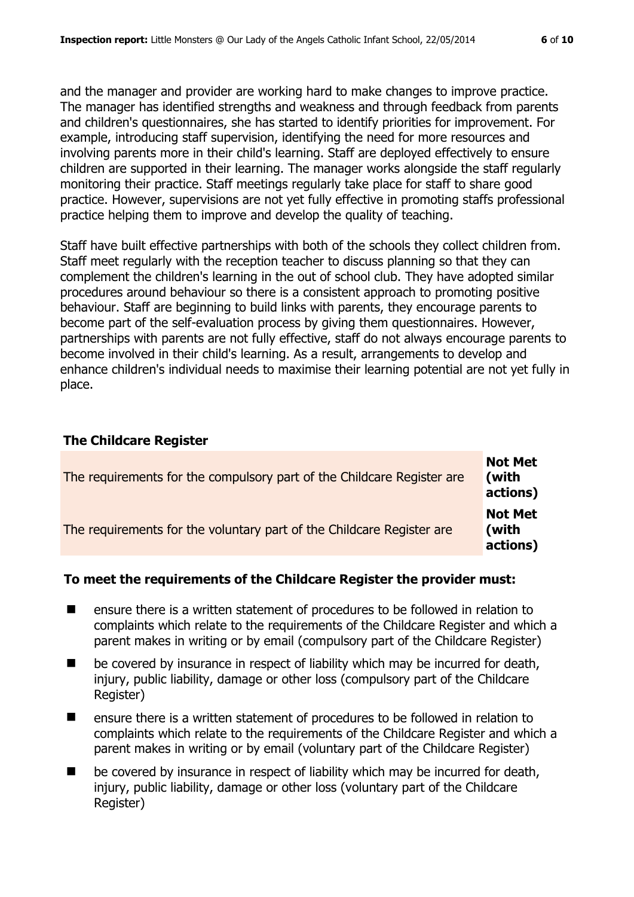and the manager and provider are working hard to make changes to improve practice. The manager has identified strengths and weakness and through feedback from parents and children's questionnaires, she has started to identify priorities for improvement. For example, introducing staff supervision, identifying the need for more resources and involving parents more in their child's learning. Staff are deployed effectively to ensure children are supported in their learning. The manager works alongside the staff regularly monitoring their practice. Staff meetings regularly take place for staff to share good practice. However, supervisions are not yet fully effective in promoting staffs professional practice helping them to improve and develop the quality of teaching.

Staff have built effective partnerships with both of the schools they collect children from. Staff meet regularly with the reception teacher to discuss planning so that they can complement the children's learning in the out of school club. They have adopted similar procedures around behaviour so there is a consistent approach to promoting positive behaviour. Staff are beginning to build links with parents, they encourage parents to become part of the self-evaluation process by giving them questionnaires. However, partnerships with parents are not fully effective, staff do not always encourage parents to become involved in their child's learning. As a result, arrangements to develop and enhance children's individual needs to maximise their learning potential are not yet fully in place.

### The Childcare Register

| | |
|---|---|
| The requirements for the compulsory part of the Childcare Register are | **Not Met (with actions)** |
| The requirements for the voluntary part of the Childcare Register are | **Not Met (with actions)** |

**To meet the requirements of the Childcare Register the provider must:**

- ensure there is a written statement of procedures to be followed in relation to complaints which relate to the requirements of the Childcare Register and which a parent makes in writing or by email (compulsory part of the Childcare Register)
- be covered by insurance in respect of liability which may be incurred for death, injury, public liability, damage or other loss (compulsory part of the Childcare Register)
- ensure there is a written statement of procedures to be followed in relation to complaints which relate to the requirements of the Childcare Register and which a parent makes in writing or by email (voluntary part of the Childcare Register)
- be covered by insurance in respect of liability which may be incurred for death, injury, public liability, damage or other loss (voluntary part of the Childcare Register)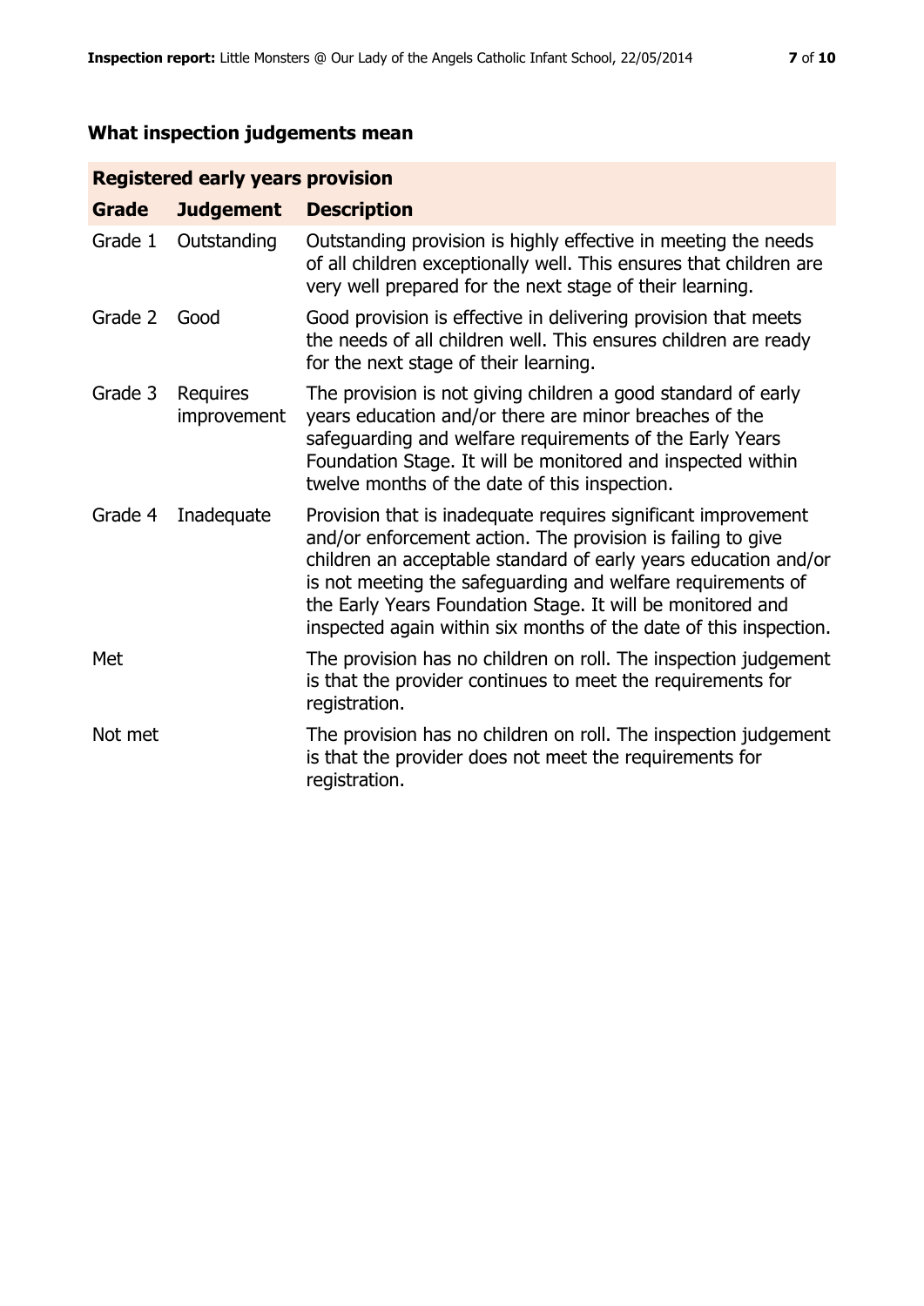## What inspection judgements mean

| Registered early years provision | | |
|---|---|---|
| **Grade** | **Judgement** | **Description** |
| Grade 1 | Outstanding | Outstanding provision is highly effective in meeting the needs of all children exceptionally well. This ensures that children are very well prepared for the next stage of their learning. |
| Grade 2 | Good | Good provision is effective in delivering provision that meets the needs of all children well. This ensures children are ready for the next stage of their learning. |
| Grade 3 | Requires improvement | The provision is not giving children a good standard of early years education and/or there are minor breaches of the safeguarding and welfare requirements of the Early Years Foundation Stage. It will be monitored and inspected within twelve months of the date of this inspection. |
| Grade 4 | Inadequate | Provision that is inadequate requires significant improvement and/or enforcement action. The provision is failing to give children an acceptable standard of early years education and/or is not meeting the safeguarding and welfare requirements of the Early Years Foundation Stage. It will be monitored and inspected again within six months of the date of this inspection. |
| Met | | The provision has no children on roll. The inspection judgement is that the provider continues to meet the requirements for registration. |
| Not met | | The provision has no children on roll. The inspection judgement is that the provider does not meet the requirements for registration. |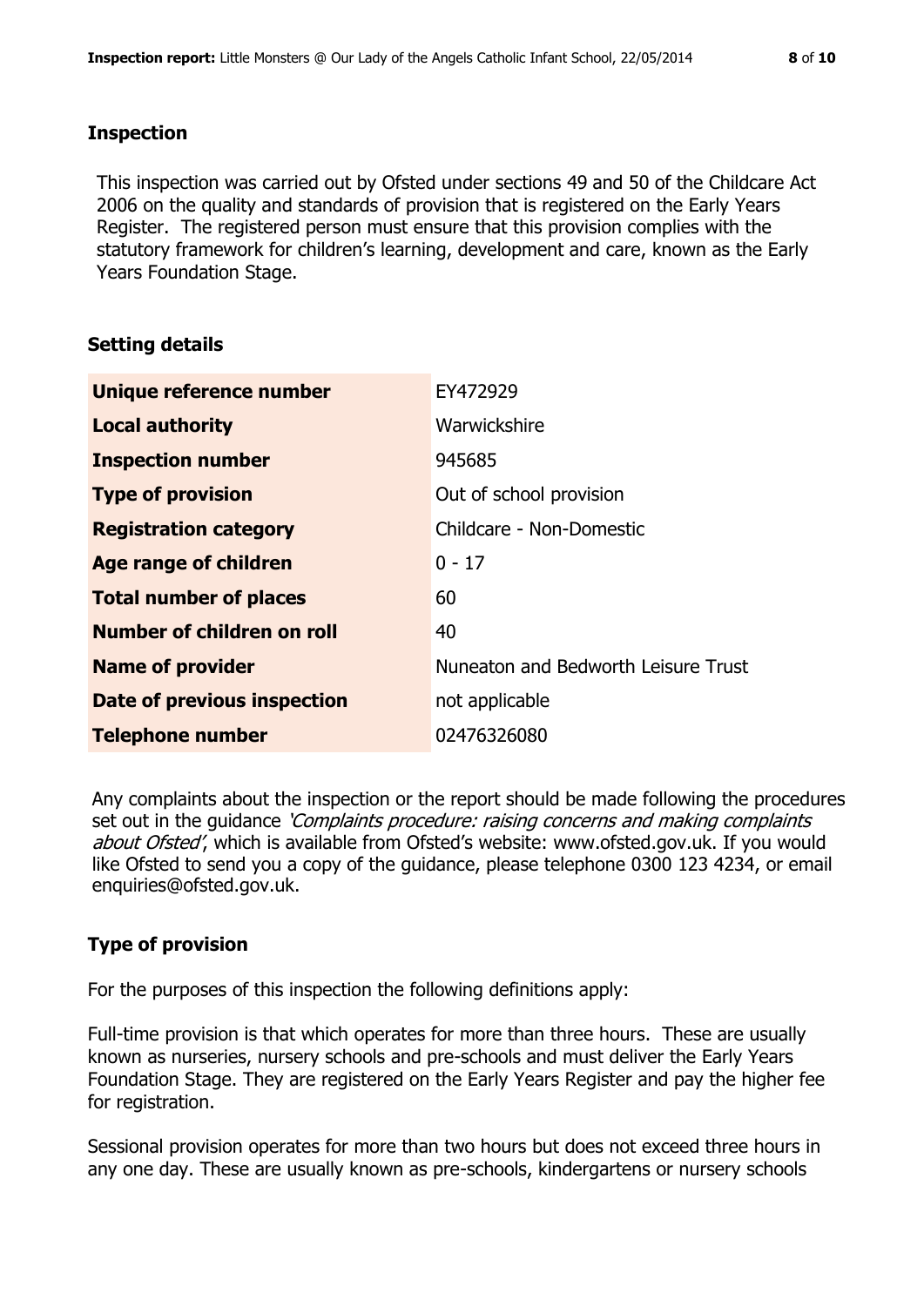## Inspection

This inspection was carried out by Ofsted under sections 49 and 50 of the Childcare Act 2006 on the quality and standards of provision that is registered on the Early Years Register. The registered person must ensure that this provision complies with the statutory framework for children's learning, development and care, known as the Early Years Foundation Stage.

## Setting details

| | |
|---|---|
| **Unique reference number** | EY472929 |
| **Local authority** | Warwickshire |
| **Inspection number** | 945685 |
| **Type of provision** | Out of school provision |
| **Registration category** | Childcare - Non-Domestic |
| **Age range of children** | 0 - 17 |
| **Total number of places** | 60 |
| **Number of children on roll** | 40 |
| **Name of provider** | Nuneaton and Bedworth Leisure Trust |
| **Date of previous inspection** | not applicable |
| **Telephone number** | 02476326080 |

Any complaints about the inspection or the report should be made following the procedures set out in the guidance *'Complaints procedure: raising concerns and making complaints about Ofsted'*, which is available from Ofsted's website: www.ofsted.gov.uk. If you would like Ofsted to send you a copy of the guidance, please telephone 0300 123 4234, or email enquiries@ofsted.gov.uk.

## Type of provision

For the purposes of this inspection the following definitions apply:

Full-time provision is that which operates for more than three hours. These are usually known as nurseries, nursery schools and pre-schools and must deliver the Early Years Foundation Stage. They are registered on the Early Years Register and pay the higher fee for registration.

Sessional provision operates for more than two hours but does not exceed three hours in any one day. These are usually known as pre-schools, kindergartens or nursery schools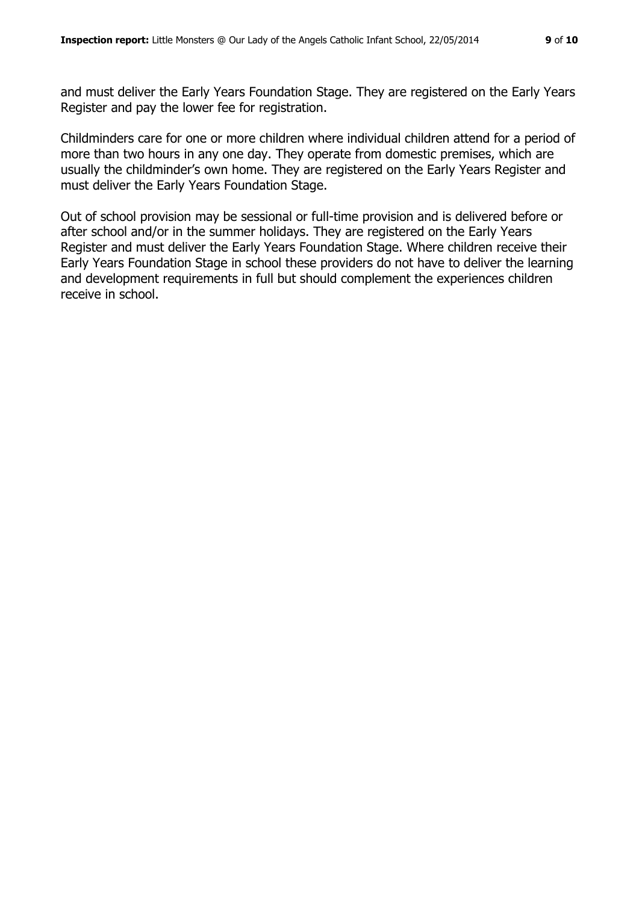and must deliver the Early Years Foundation Stage. They are registered on the Early Years Register and pay the lower fee for registration.

Childminders care for one or more children where individual children attend for a period of more than two hours in any one day. They operate from domestic premises, which are usually the childminder's own home. They are registered on the Early Years Register and must deliver the Early Years Foundation Stage.

Out of school provision may be sessional or full-time provision and is delivered before or after school and/or in the summer holidays. They are registered on the Early Years Register and must deliver the Early Years Foundation Stage. Where children receive their Early Years Foundation Stage in school these providers do not have to deliver the learning and development requirements in full but should complement the experiences children receive in school.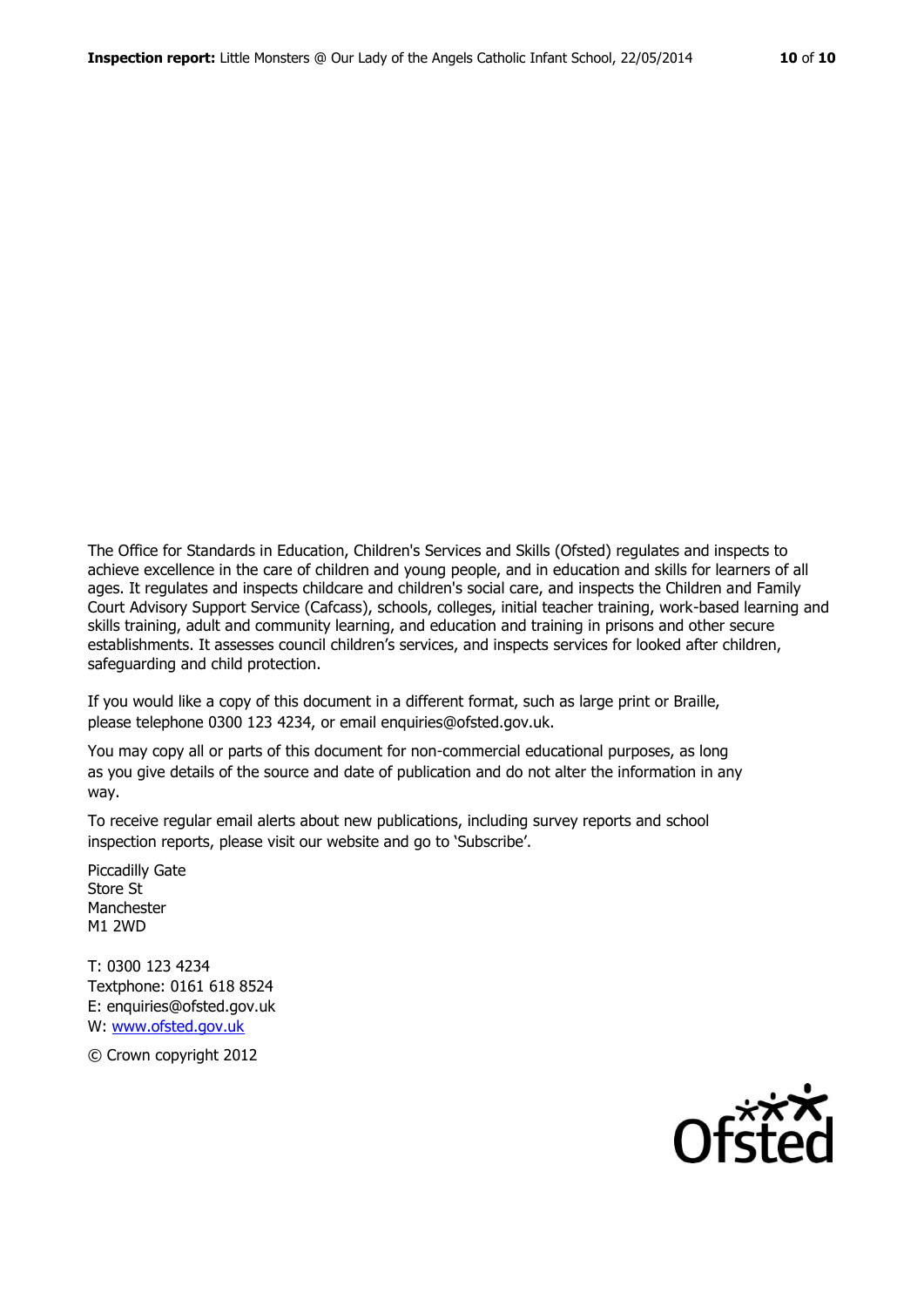The Office for Standards in Education, Children's Services and Skills (Ofsted) regulates and inspects to achieve excellence in the care of children and young people, and in education and skills for learners of all ages. It regulates and inspects childcare and children's social care, and inspects the Children and Family Court Advisory Support Service (Cafcass), schools, colleges, initial teacher training, work-based learning and skills training, adult and community learning, and education and training in prisons and other secure establishments. It assesses council children's services, and inspects services for looked after children, safeguarding and child protection.

If you would like a copy of this document in a different format, such as large print or Braille, please telephone 0300 123 4234, or email enquiries@ofsted.gov.uk.

You may copy all or parts of this document for non-commercial educational purposes, as long as you give details of the source and date of publication and do not alter the information in any way.

To receive regular email alerts about new publications, including survey reports and school inspection reports, please visit our website and go to 'Subscribe'.

Piccadilly Gate
Store St
Manchester
M1 2WD

T: 0300 123 4234
Textphone: 0161 618 8524
E: enquiries@ofsted.gov.uk
W: www.ofsted.gov.uk

© Crown copyright 2012